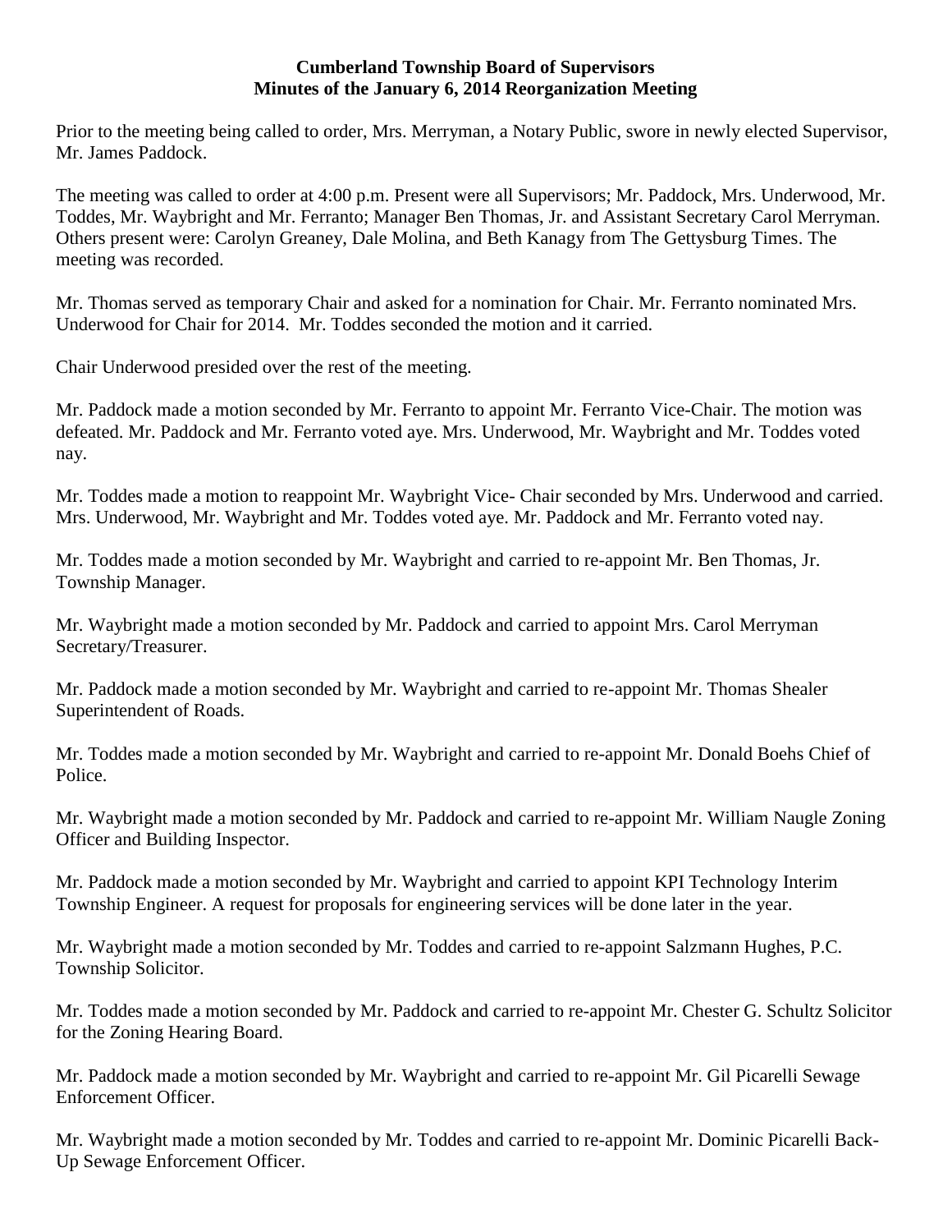# Cumberland Township Board of Supervisors
## Minutes of the January 6, 2014 Reorganization Meeting

Prior to the meeting being called to order, Mrs. Merryman, a Notary Public, swore in newly elected Supervisor, Mr. James Paddock.

The meeting was called to order at 4:00 p.m. Present were all Supervisors; Mr. Paddock, Mrs. Underwood, Mr. Toddes, Mr. Waybright and Mr. Ferranto; Manager Ben Thomas, Jr. and Assistant Secretary Carol Merryman. Others present were: Carolyn Greaney, Dale Molina, and Beth Kanagy from The Gettysburg Times. The meeting was recorded.

Mr. Thomas served as temporary Chair and asked for a nomination for Chair. Mr. Ferranto nominated Mrs. Underwood for Chair for 2014. Mr. Toddes seconded the motion and it carried.

Chair Underwood presided over the rest of the meeting.

Mr. Paddock made a motion seconded by Mr. Ferranto to appoint Mr. Ferranto Vice-Chair. The motion was defeated. Mr. Paddock and Mr. Ferranto voted aye. Mrs. Underwood, Mr. Waybright and Mr. Toddes voted nay.

Mr. Toddes made a motion to reappoint Mr. Waybright Vice- Chair seconded by Mrs. Underwood and carried. Mrs. Underwood, Mr. Waybright and Mr. Toddes voted aye. Mr. Paddock and Mr. Ferranto voted nay.

Mr. Toddes made a motion seconded by Mr. Waybright and carried to re-appoint Mr. Ben Thomas, Jr. Township Manager.

Mr. Waybright made a motion seconded by Mr. Paddock and carried to appoint Mrs. Carol Merryman Secretary/Treasurer.

Mr. Paddock made a motion seconded by Mr. Waybright and carried to re-appoint Mr. Thomas Shealer Superintendent of Roads.

Mr. Toddes made a motion seconded by Mr. Waybright and carried to re-appoint Mr. Donald Boehs Chief of Police.

Mr. Waybright made a motion seconded by Mr. Paddock and carried to re-appoint Mr. William Naugle Zoning Officer and Building Inspector.

Mr. Paddock made a motion seconded by Mr. Waybright and carried to appoint KPI Technology Interim Township Engineer. A request for proposals for engineering services will be done later in the year.

Mr. Waybright made a motion seconded by Mr. Toddes and carried to re-appoint Salzmann Hughes, P.C. Township Solicitor.

Mr. Toddes made a motion seconded by Mr. Paddock and carried to re-appoint Mr. Chester G. Schultz Solicitor for the Zoning Hearing Board.

Mr. Paddock made a motion seconded by Mr. Waybright and carried to re-appoint Mr. Gil Picarelli Sewage Enforcement Officer.

Mr. Waybright made a motion seconded by Mr. Toddes and carried to re-appoint Mr. Dominic Picarelli Back-Up Sewage Enforcement Officer.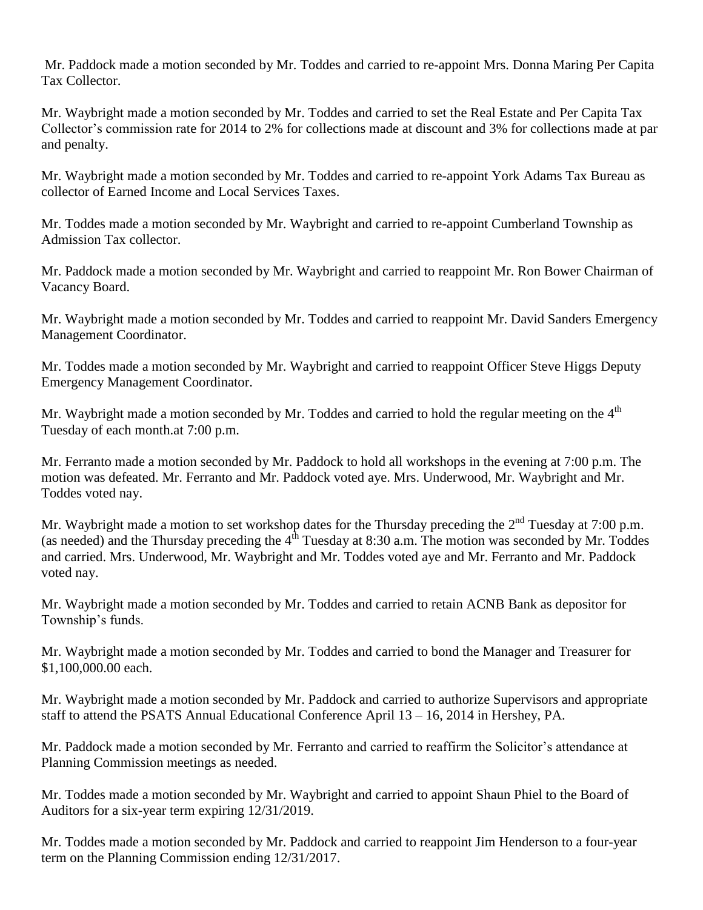Mr. Paddock made a motion seconded by Mr. Toddes and carried to re-appoint Mrs. Donna Maring Per Capita Tax Collector.

Mr. Waybright made a motion seconded by Mr. Toddes and carried to set the Real Estate and Per Capita Tax Collector's commission rate for 2014 to 2% for collections made at discount and 3% for collections made at par and penalty.

Mr. Waybright made a motion seconded by Mr. Toddes and carried to re-appoint York Adams Tax Bureau as collector of Earned Income and Local Services Taxes.

Mr. Toddes made a motion seconded by Mr. Waybright and carried to re-appoint Cumberland Township as Admission Tax collector.

Mr. Paddock made a motion seconded by Mr. Waybright and carried to reappoint Mr. Ron Bower Chairman of Vacancy Board.

Mr. Waybright made a motion seconded by Mr. Toddes and carried to reappoint Mr. David Sanders Emergency Management Coordinator.

Mr. Toddes made a motion seconded by Mr. Waybright and carried to reappoint Officer Steve Higgs Deputy Emergency Management Coordinator.

Mr. Waybright made a motion seconded by Mr. Toddes and carried to hold the regular meeting on the 4th Tuesday of each month.at 7:00 p.m.

Mr. Ferranto made a motion seconded by Mr. Paddock to hold all workshops in the evening at 7:00 p.m. The motion was defeated. Mr. Ferranto and Mr. Paddock voted aye. Mrs. Underwood, Mr. Waybright and Mr. Toddes voted nay.

Mr. Waybright made a motion to set workshop dates for the Thursday preceding the 2nd Tuesday at 7:00 p.m. (as needed) and the Thursday preceding the 4th Tuesday at 8:30 a.m. The motion was seconded by Mr. Toddes and carried. Mrs. Underwood, Mr. Waybright and Mr. Toddes voted aye and Mr. Ferranto and Mr. Paddock voted nay.

Mr. Waybright made a motion seconded by Mr. Toddes and carried to retain ACNB Bank as depositor for Township's funds.

Mr. Waybright made a motion seconded by Mr. Toddes and carried to bond the Manager and Treasurer for $1,100,000.00 each.

Mr. Waybright made a motion seconded by Mr. Paddock and carried to authorize Supervisors and appropriate staff to attend the PSATS Annual Educational Conference April 13 – 16, 2014 in Hershey, PA.

Mr. Paddock made a motion seconded by Mr. Ferranto and carried to reaffirm the Solicitor's attendance at Planning Commission meetings as needed.

Mr. Toddes made a motion seconded by Mr. Waybright and carried to appoint Shaun Phiel to the Board of Auditors for a six-year term expiring 12/31/2019.

Mr. Toddes made a motion seconded by Mr. Paddock and carried to reappoint Jim Henderson to a four-year term on the Planning Commission ending 12/31/2017.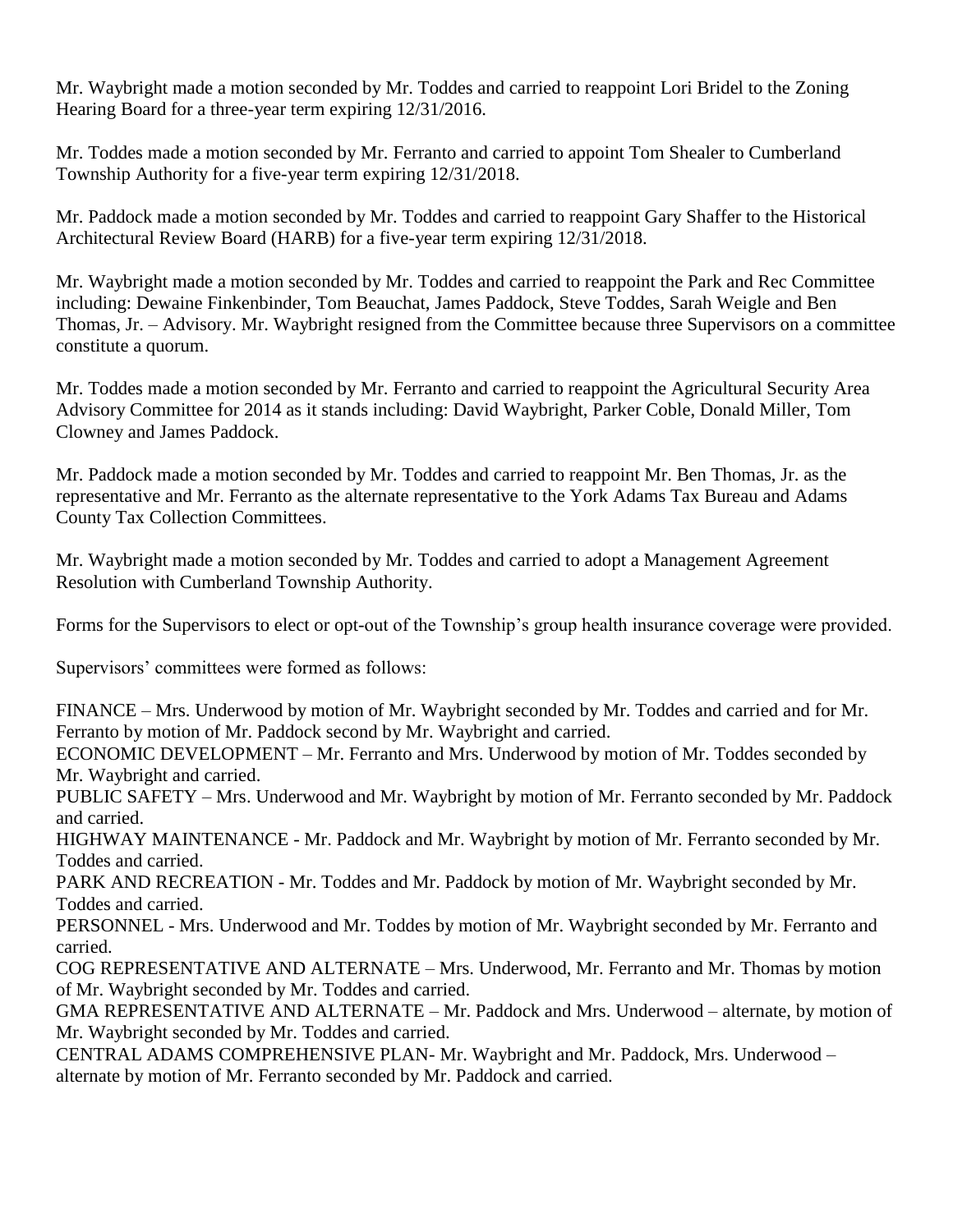Mr. Waybright made a motion seconded by Mr. Toddes and carried to reappoint Lori Bridel to the Zoning Hearing Board for a three-year term expiring 12/31/2016.

Mr. Toddes made a motion seconded by Mr. Ferranto and carried to appoint Tom Shealer to Cumberland Township Authority for a five-year term expiring 12/31/2018.

Mr. Paddock made a motion seconded by Mr. Toddes and carried to reappoint Gary Shaffer to the Historical Architectural Review Board (HARB) for a five-year term expiring 12/31/2018.

Mr. Waybright made a motion seconded by Mr. Toddes and carried to reappoint the Park and Rec Committee including: Dewaine Finkenbinder, Tom Beauchat, James Paddock, Steve Toddes, Sarah Weigle and Ben Thomas, Jr. – Advisory. Mr. Waybright resigned from the Committee because three Supervisors on a committee constitute a quorum.

Mr. Toddes made a motion seconded by Mr. Ferranto and carried to reappoint the Agricultural Security Area Advisory Committee for 2014 as it stands including: David Waybright, Parker Coble, Donald Miller, Tom Clowney and James Paddock.

Mr. Paddock made a motion seconded by Mr. Toddes and carried to reappoint Mr. Ben Thomas, Jr. as the representative and Mr. Ferranto as the alternate representative to the York Adams Tax Bureau and Adams County Tax Collection Committees.

Mr. Waybright made a motion seconded by Mr. Toddes and carried to adopt a Management Agreement Resolution with Cumberland Township Authority.

Forms for the Supervisors to elect or opt-out of the Township's group health insurance coverage were provided.

Supervisors' committees were formed as follows:

FINANCE – Mrs. Underwood by motion of Mr. Waybright seconded by Mr. Toddes and carried and for Mr. Ferranto by motion of Mr. Paddock second by Mr. Waybright and carried.
ECONOMIC DEVELOPMENT – Mr. Ferranto and Mrs. Underwood by motion of Mr. Toddes seconded by Mr. Waybright and carried.
PUBLIC SAFETY – Mrs. Underwood and Mr. Waybright by motion of Mr. Ferranto seconded by Mr. Paddock and carried.
HIGHWAY MAINTENANCE - Mr. Paddock and Mr. Waybright by motion of Mr. Ferranto seconded by Mr. Toddes and carried.
PARK AND RECREATION - Mr. Toddes and Mr. Paddock by motion of Mr. Waybright seconded by Mr. Toddes and carried.
PERSONNEL - Mrs. Underwood and Mr. Toddes by motion of Mr. Waybright seconded by Mr. Ferranto and carried.
COG REPRESENTATIVE AND ALTERNATE – Mrs. Underwood, Mr. Ferranto and Mr. Thomas by motion of Mr. Waybright seconded by Mr. Toddes and carried.
GMA REPRESENTATIVE AND ALTERNATE – Mr. Paddock and Mrs. Underwood – alternate, by motion of Mr. Waybright seconded by Mr. Toddes and carried.
CENTRAL ADAMS COMPREHENSIVE PLAN- Mr. Waybright and Mr. Paddock, Mrs. Underwood – alternate by motion of Mr. Ferranto seconded by Mr. Paddock and carried.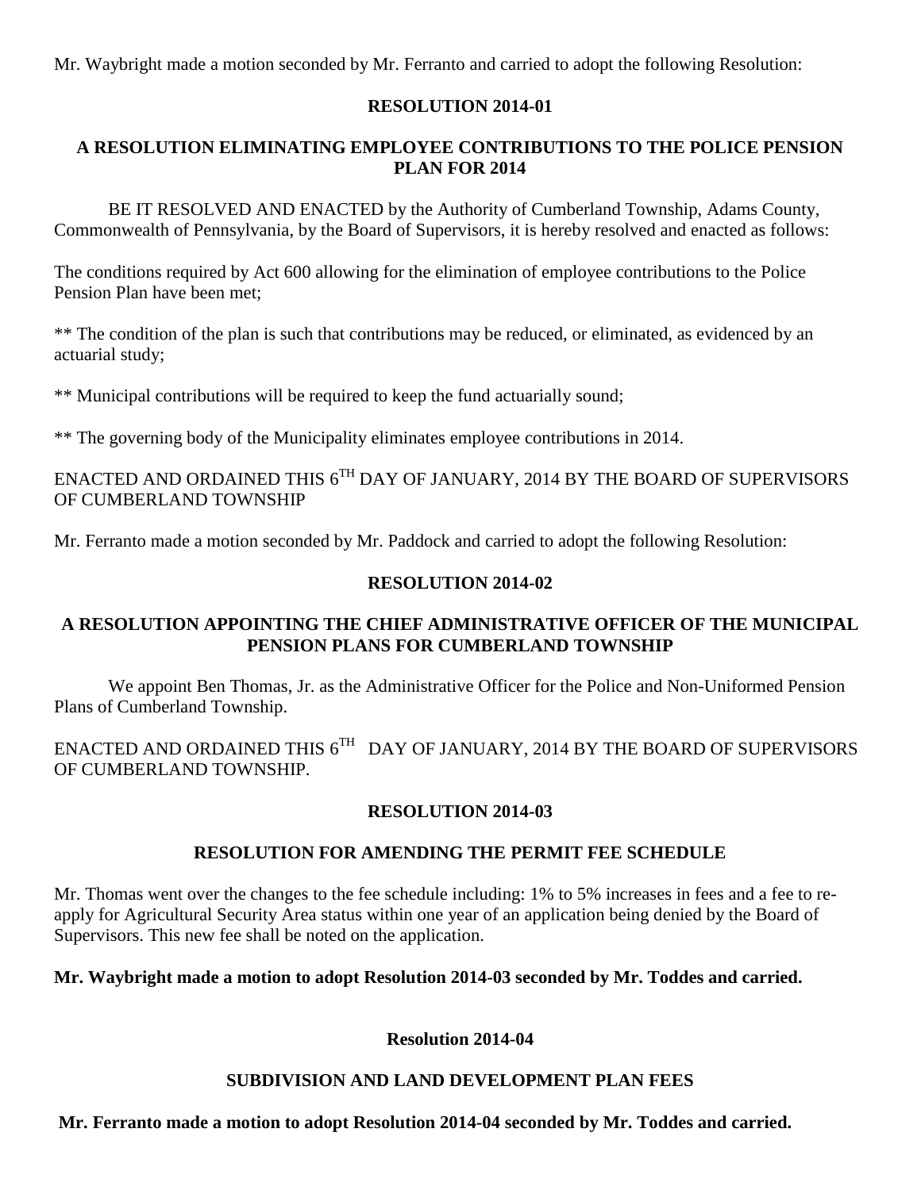Mr. Waybright made a motion seconded by Mr. Ferranto and carried to adopt the following Resolution:

**RESOLUTION 2014-01**

**A RESOLUTION ELIMINATING EMPLOYEE CONTRIBUTIONS TO THE POLICE PENSION PLAN FOR 2014**

BE IT RESOLVED AND ENACTED by the Authority of Cumberland Township, Adams County, Commonwealth of Pennsylvania, by the Board of Supervisors, it is hereby resolved and enacted as follows:

The conditions required by Act 600 allowing for the elimination of employee contributions to the Police Pension Plan have been met;

** The condition of the plan is such that contributions may be reduced, or eliminated, as evidenced by an actuarial study;

** Municipal contributions will be required to keep the fund actuarially sound;

** The governing body of the Municipality eliminates employee contributions in 2014.

ENACTED AND ORDAINED THIS 6TH DAY OF JANUARY, 2014 BY THE BOARD OF SUPERVISORS OF CUMBERLAND TOWNSHIP

Mr. Ferranto made a motion seconded by Mr. Paddock and carried to adopt the following Resolution:

**RESOLUTION 2014-02**

**A RESOLUTION APPOINTING THE CHIEF ADMINISTRATIVE OFFICER OF THE MUNICIPAL PENSION PLANS FOR CUMBERLAND TOWNSHIP**

We appoint Ben Thomas, Jr. as the Administrative Officer for the Police and Non-Uniformed Pension Plans of Cumberland Township.

ENACTED AND ORDAINED THIS 6TH DAY OF JANUARY, 2014 BY THE BOARD OF SUPERVISORS OF CUMBERLAND TOWNSHIP.

**RESOLUTION 2014-03**

**RESOLUTION FOR AMENDING THE PERMIT FEE SCHEDULE**

Mr. Thomas went over the changes to the fee schedule including: 1% to 5% increases in fees and a fee to re-apply for Agricultural Security Area status within one year of an application being denied by the Board of Supervisors. This new fee shall be noted on the application.

**Mr. Waybright made a motion to adopt Resolution 2014-03 seconded by Mr. Toddes and carried.**

**Resolution 2014-04**

**SUBDIVISION AND LAND DEVELOPMENT PLAN FEES**

**Mr. Ferranto made a motion to adopt Resolution 2014-04 seconded by Mr. Toddes and carried.**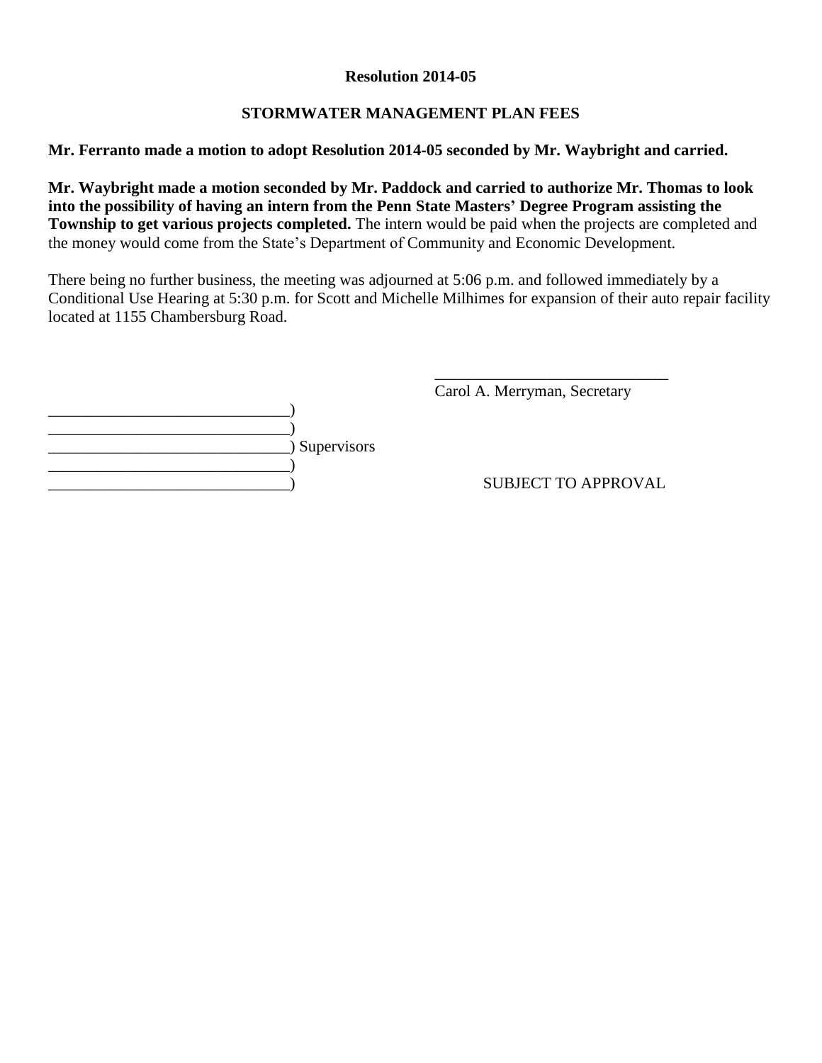**Resolution 2014-05**

**STORMWATER MANAGEMENT PLAN FEES**

**Mr. Ferranto made a motion to adopt Resolution 2014-05 seconded by Mr. Waybright and carried.**

**Mr. Waybright made a motion seconded by Mr. Paddock and carried to authorize Mr. Thomas to look into the possibility of having an intern from the Penn State Masters' Degree Program assisting the Township to get various projects completed.** The intern would be paid when the projects are completed and the money would come from the State's Department of Community and Economic Development.

There being no further business, the meeting was adjourned at 5:06 p.m. and followed immediately by a Conditional Use Hearing at 5:30 p.m. for Scott and Michelle Milhimes for expansion of their auto repair facility located at 1155 Chambersburg Road.

______________________________
Carol A. Merryman, Secretary

______________________________)
______________________________)
______________________________) Supervisors
______________________________)
______________________________)

SUBJECT TO APPROVAL